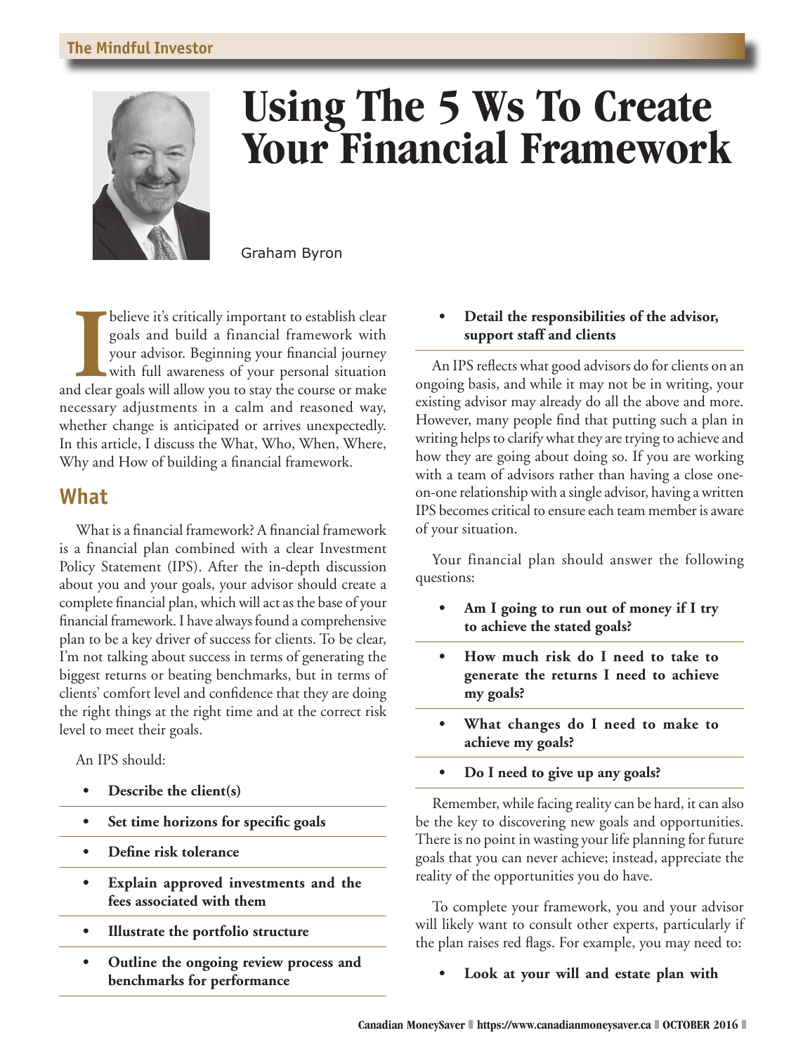The Mindful Investor

# Using The 5 Ws To Create Your Financial Framework

Graham Byron

I believe it's critically important to establish clear goals and build a financial framework with your advisor. Beginning your financial journey with full awareness of your personal situation and clear goals will allow you to stay the course or make necessary adjustments in a calm and reasoned way, whether change is anticipated or arrives unexpectedly. In this article, I discuss the What, Who, When, Where, Why and How of building a financial framework.

## What

What is a financial framework? A financial framework is a financial plan combined with a clear Investment Policy Statement (IPS). After the in-depth discussion about you and your goals, your advisor should create a complete financial plan, which will act as the base of your financial framework. I have always found a comprehensive plan to be a key driver of success for clients. To be clear, I'm not talking about success in terms of generating the biggest returns or beating benchmarks, but in terms of clients' comfort level and confidence that they are doing the right things at the right time and at the correct risk level to meet their goals.

An IPS should:

- **Describe the client(s)**
- **Set time horizons for specific goals**
- **Define risk tolerance**
- **Explain approved investments and the fees associated with them**
- **Illustrate the portfolio structure**
- **Outline the ongoing review process and benchmarks for performance**
- **Detail the responsibilities of the advisor, support staff and clients**

An IPS reflects what good advisors do for clients on an ongoing basis, and while it may not be in writing, your existing advisor may already do all the above and more. However, many people find that putting such a plan in writing helps to clarify what they are trying to achieve and how they are going about doing so. If you are working with a team of advisors rather than having a close one-on-one relationship with a single advisor, having a written IPS becomes critical to ensure each team member is aware of your situation.

Your financial plan should answer the following questions:

- **Am I going to run out of money if I try to achieve the stated goals?**
- **How much risk do I need to take to generate the returns I need to achieve my goals?**
- **What changes do I need to make to achieve my goals?**
- **Do I need to give up any goals?**

Remember, while facing reality can be hard, it can also be the key to discovering new goals and opportunities. There is no point in wasting your life planning for future goals that you can never achieve; instead, appreciate the reality of the opportunities you do have.

To complete your framework, you and your advisor will likely want to consult other experts, particularly if the plan raises red flags. For example, you may need to:

- **Look at your will and estate plan with**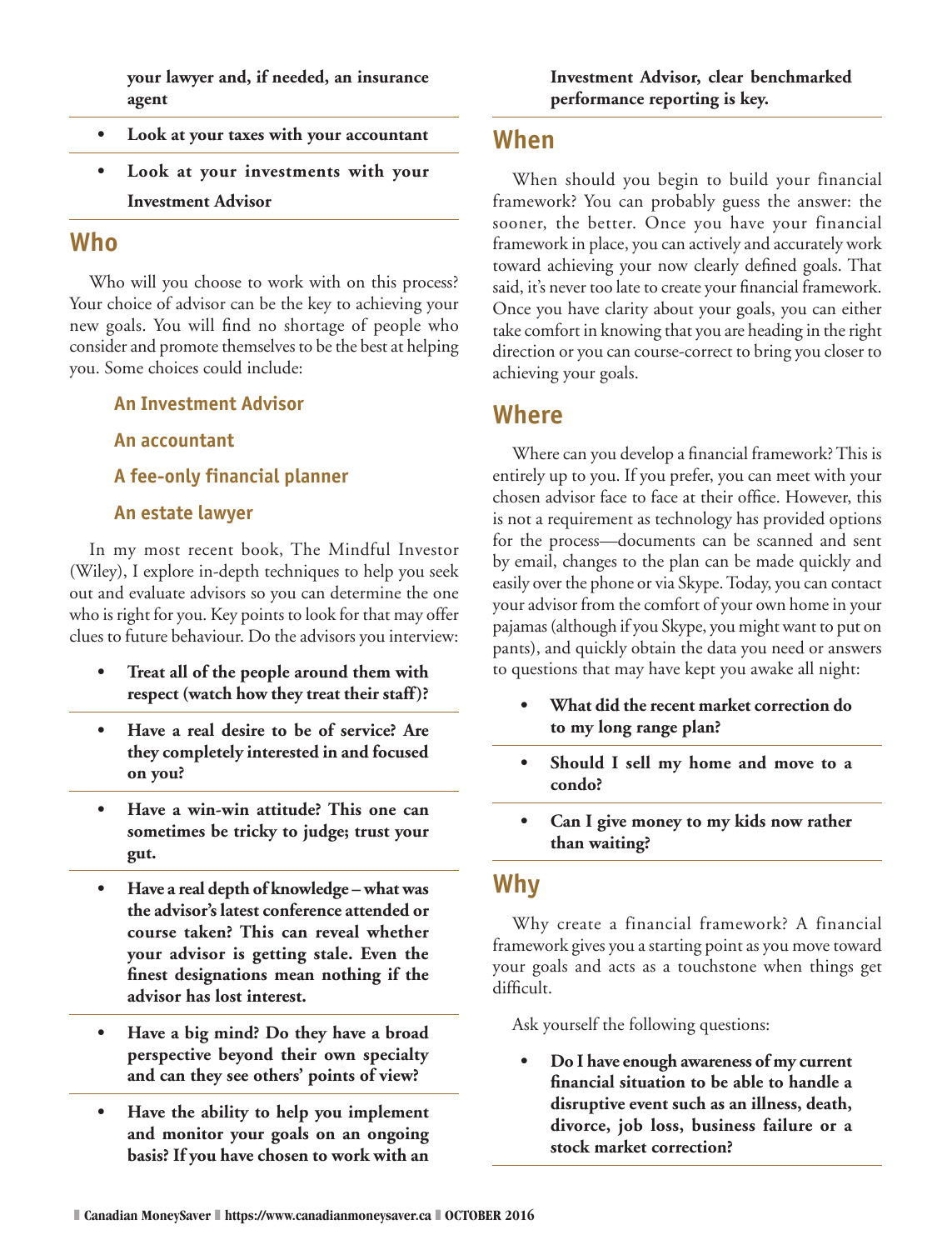**your lawyer and, if needed, an insurance agent**

- **Look at your taxes with your accountant**
- **Look at your investments with your Investment Advisor**

## Who

Who will you choose to work with on this process? Your choice of advisor can be the key to achieving your new goals. You will find no shortage of people who consider and promote themselves to be the best at helping you. Some choices could include:

### An Investment Advisor

### An accountant

### A fee-only financial planner

### An estate lawyer

In my most recent book, The Mindful Investor (Wiley), I explore in-depth techniques to help you seek out and evaluate advisors so you can determine the one who is right for you. Key points to look for that may offer clues to future behaviour. Do the advisors you interview:

- **Treat all of the people around them with respect (watch how they treat their staff)?**
- **Have a real desire to be of service? Are they completely interested in and focused on you?**
- **Have a win-win attitude? This one can sometimes be tricky to judge; trust your gut.**
- **Have a real depth of knowledge – what was the advisor's latest conference attended or course taken? This can reveal whether your advisor is getting stale. Even the finest designations mean nothing if the advisor has lost interest.**
- **Have a big mind? Do they have a broad perspective beyond their own specialty and can they see others' points of view?**
- **Have the ability to help you implement and monitor your goals on an ongoing basis? If you have chosen to work with an Investment Advisor, clear benchmarked performance reporting is key.**

## When

When should you begin to build your financial framework? You can probably guess the answer: the sooner, the better. Once you have your financial framework in place, you can actively and accurately work toward achieving your now clearly defined goals. That said, it's never too late to create your financial framework. Once you have clarity about your goals, you can either take comfort in knowing that you are heading in the right direction or you can course-correct to bring you closer to achieving your goals.

## Where

Where can you develop a financial framework? This is entirely up to you. If you prefer, you can meet with your chosen advisor face to face at their office. However, this is not a requirement as technology has provided options for the process—documents can be scanned and sent by email, changes to the plan can be made quickly and easily over the phone or via Skype. Today, you can contact your advisor from the comfort of your own home in your pajamas (although if you Skype, you might want to put on pants), and quickly obtain the data you need or answers to questions that may have kept you awake all night:

- **What did the recent market correction do to my long range plan?**
- **Should I sell my home and move to a condo?**
- **Can I give money to my kids now rather than waiting?**

## Why

Why create a financial framework? A financial framework gives you a starting point as you move toward your goals and acts as a touchstone when things get difficult.

Ask yourself the following questions:

- **Do I have enough awareness of my current financial situation to be able to handle a disruptive event such as an illness, death, divorce, job loss, business failure or a stock market correction?**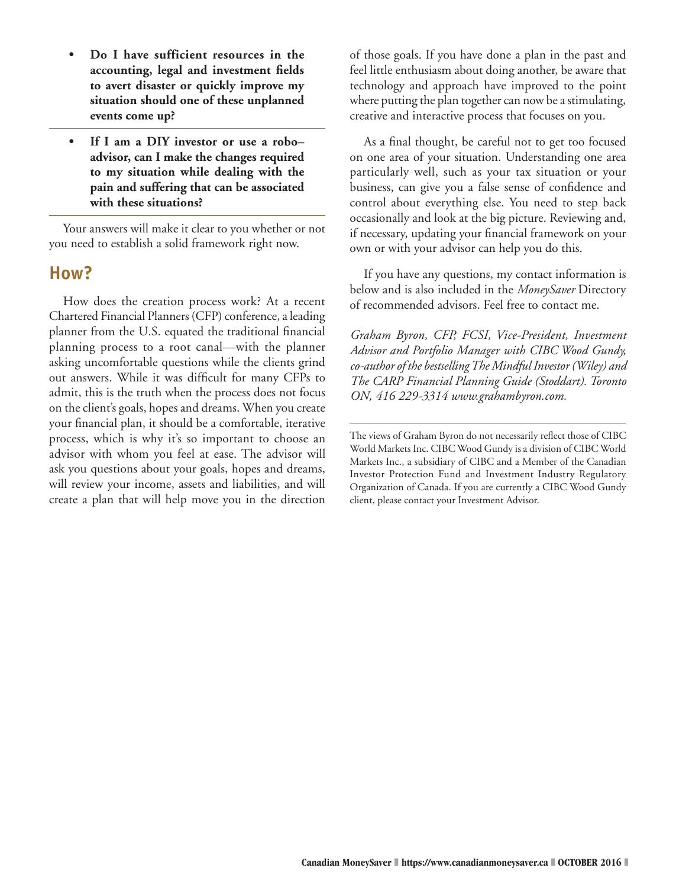- **Do I have sufficient resources in the accounting, legal and investment fields to avert disaster or quickly improve my situation should one of these unplanned events come up?**
- **If I am a DIY investor or use a robo–advisor, can I make the changes required to my situation while dealing with the pain and suffering that can be associated with these situations?**

Your answers will make it clear to you whether or not you need to establish a solid framework right now.

## How?

How does the creation process work? At a recent Chartered Financial Planners (CFP) conference, a leading planner from the U.S. equated the traditional financial planning process to a root canal—with the planner asking uncomfortable questions while the clients grind out answers. While it was difficult for many CFPs to admit, this is the truth when the process does not focus on the client's goals, hopes and dreams. When you create your financial plan, it should be a comfortable, iterative process, which is why it's so important to choose an advisor with whom you feel at ease. The advisor will ask you questions about your goals, hopes and dreams, will review your income, assets and liabilities, and will create a plan that will help move you in the direction of those goals. If you have done a plan in the past and feel little enthusiasm about doing another, be aware that technology and approach have improved to the point where putting the plan together can now be a stimulating, creative and interactive process that focuses on you.

As a final thought, be careful not to get too focused on one area of your situation. Understanding one area particularly well, such as your tax situation or your business, can give you a false sense of confidence and control about everything else. You need to step back occasionally and look at the big picture. Reviewing and, if necessary, updating your financial framework on your own or with your advisor can help you do this.

If you have any questions, my contact information is below and is also included in the *MoneySaver* Directory of recommended advisors. Feel free to contact me.

*Graham Byron, CFP, FCSI, Vice-President, Investment Advisor and Portfolio Manager with CIBC Wood Gundy, co-author of the bestselling The Mindful Investor (Wiley) and The CARP Financial Planning Guide (Stoddart). Toronto ON, 416 229-3314 www.grahambyron.com.*

---

The views of Graham Byron do not necessarily reflect those of CIBC World Markets Inc. CIBC Wood Gundy is a division of CIBC World Markets Inc., a subsidiary of CIBC and a Member of the Canadian Investor Protection Fund and Investment Industry Regulatory Organization of Canada. If you are currently a CIBC Wood Gundy client, please contact your Investment Advisor.